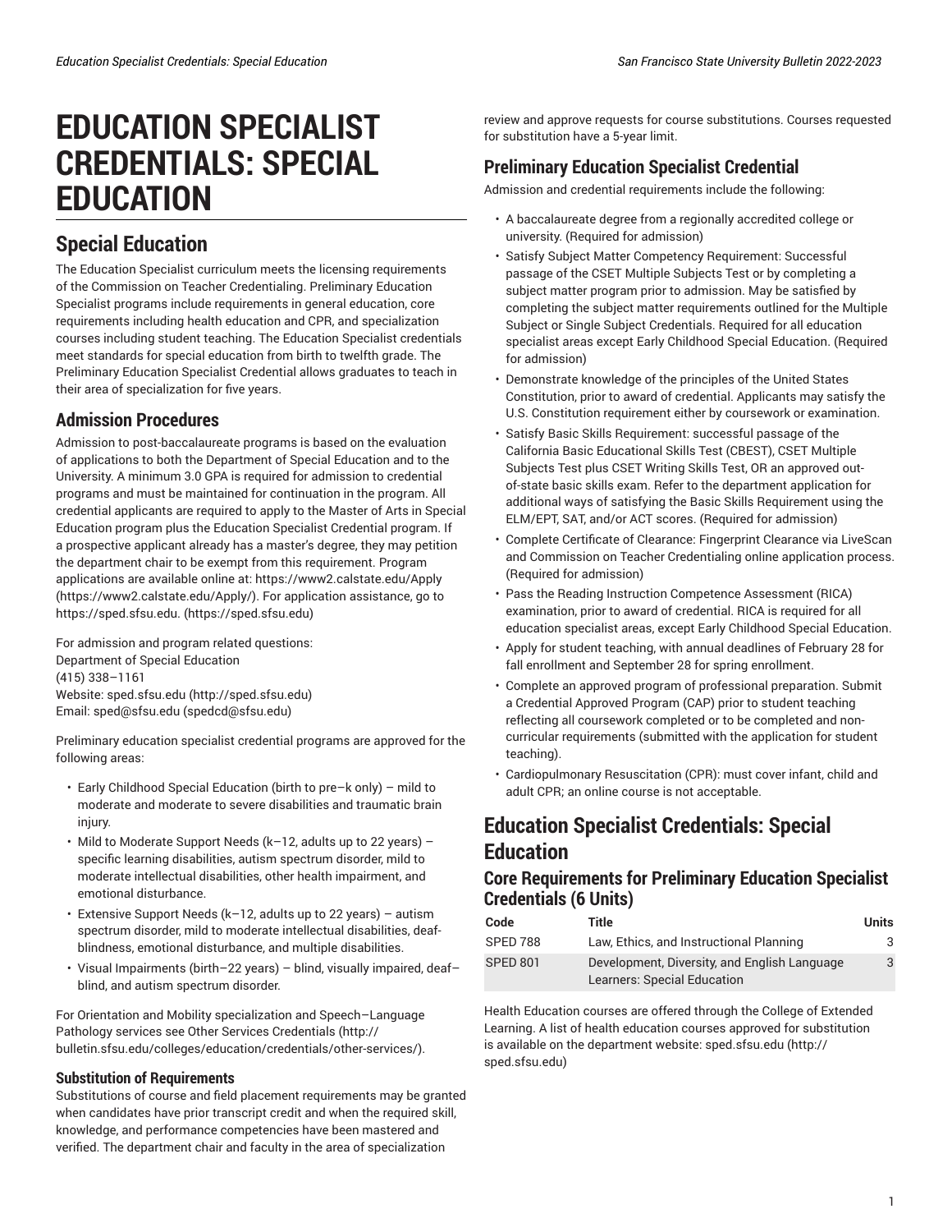# EDUCATION SPECIALIST CREDENTIALS: SPECIAL EDUCATION

## Special Education

The Education Specialist curriculum meets the licensing requirements of the Commission on Teacher Credentialing. Preliminary Education Specialist programs include requirements in general education, core requirements including health education and CPR, and specialization courses including student teaching. The Education Specialist credentials meet standards for special education from birth to twelfth grade. The Preliminary Education Specialist Credential allows graduates to teach in their area of specialization for five years.

## Admission Procedures

Admission to post-baccalaureate programs is based on the evaluation of applications to both the Department of Special Education and to the University. A minimum 3.0 GPA is required for admission to credential programs and must be maintained for continuation in the program. All credential applicants are required to apply to the Master of Arts in Special Education program plus the Education Specialist Credential program. If a prospective applicant already has a master's degree, they may petition the department chair to be exempt from this requirement. Program applications are available online at: https://www2.calstate.edu/Apply (https://www2.calstate.edu/Apply/). For application assistance, go to https://sped.sfsu.edu. (https://sped.sfsu.edu)

For admission and program related questions:
Department of Special Education
(415) 338–1161
Website: sped.sfsu.edu (http://sped.sfsu.edu)
Email: sped@sfsu.edu (spedcd@sfsu.edu)

Preliminary education specialist credential programs are approved for the following areas:

- Early Childhood Special Education (birth to pre–k only) – mild to moderate and moderate to severe disabilities and traumatic brain injury.
- Mild to Moderate Support Needs (k–12, adults up to 22 years) – specific learning disabilities, autism spectrum disorder, mild to moderate intellectual disabilities, other health impairment, and emotional disturbance.
- Extensive Support Needs (k–12, adults up to 22 years) – autism spectrum disorder, mild to moderate intellectual disabilities, deaf-blindness, emotional disturbance, and multiple disabilities.
- Visual Impairments (birth–22 years) – blind, visually impaired, deaf–blind, and autism spectrum disorder.

For Orientation and Mobility specialization and Speech–Language Pathology services see Other Services Credentials (http://bulletin.sfsu.edu/colleges/education/credentials/other-services/).

### Substitution of Requirements

Substitutions of course and field placement requirements may be granted when candidates have prior transcript credit and when the required skill, knowledge, and performance competencies have been mastered and verified. The department chair and faculty in the area of specialization review and approve requests for course substitutions. Courses requested for substitution have a 5-year limit.

## Preliminary Education Specialist Credential

Admission and credential requirements include the following:

- A baccalaureate degree from a regionally accredited college or university. (Required for admission)
- Satisfy Subject Matter Competency Requirement: Successful passage of the CSET Multiple Subjects Test or by completing a subject matter program prior to admission. May be satisfied by completing the subject matter requirements outlined for the Multiple Subject or Single Subject Credentials. Required for all education specialist areas except Early Childhood Special Education. (Required for admission)
- Demonstrate knowledge of the principles of the United States Constitution, prior to award of credential. Applicants may satisfy the U.S. Constitution requirement either by coursework or examination.
- Satisfy Basic Skills Requirement: successful passage of the California Basic Educational Skills Test (CBEST), CSET Multiple Subjects Test plus CSET Writing Skills Test, OR an approved out-of-state basic skills exam. Refer to the department application for additional ways of satisfying the Basic Skills Requirement using the ELM/EPT, SAT, and/or ACT scores. (Required for admission)
- Complete Certificate of Clearance: Fingerprint Clearance via LiveScan and Commission on Teacher Credentialing online application process. (Required for admission)
- Pass the Reading Instruction Competence Assessment (RICA) examination, prior to award of credential. RICA is required for all education specialist areas, except Early Childhood Special Education.
- Apply for student teaching, with annual deadlines of February 28 for fall enrollment and September 28 for spring enrollment.
- Complete an approved program of professional preparation. Submit a Credential Approved Program (CAP) prior to student teaching reflecting all coursework completed or to be completed and non-curricular requirements (submitted with the application for student teaching).
- Cardiopulmonary Resuscitation (CPR): must cover infant, child and adult CPR; an online course is not acceptable.

## Education Specialist Credentials: Special Education

### Core Requirements for Preliminary Education Specialist Credentials (6 Units)

| Code | Title | Units |
| --- | --- | --- |
| SPED 788 | Law, Ethics, and Instructional Planning | 3 |
| SPED 801 | Development, Diversity, and English Language Learners: Special Education | 3 |

Health Education courses are offered through the College of Extended Learning. A list of health education courses approved for substitution is available on the department website: sped.sfsu.edu (http://sped.sfsu.edu)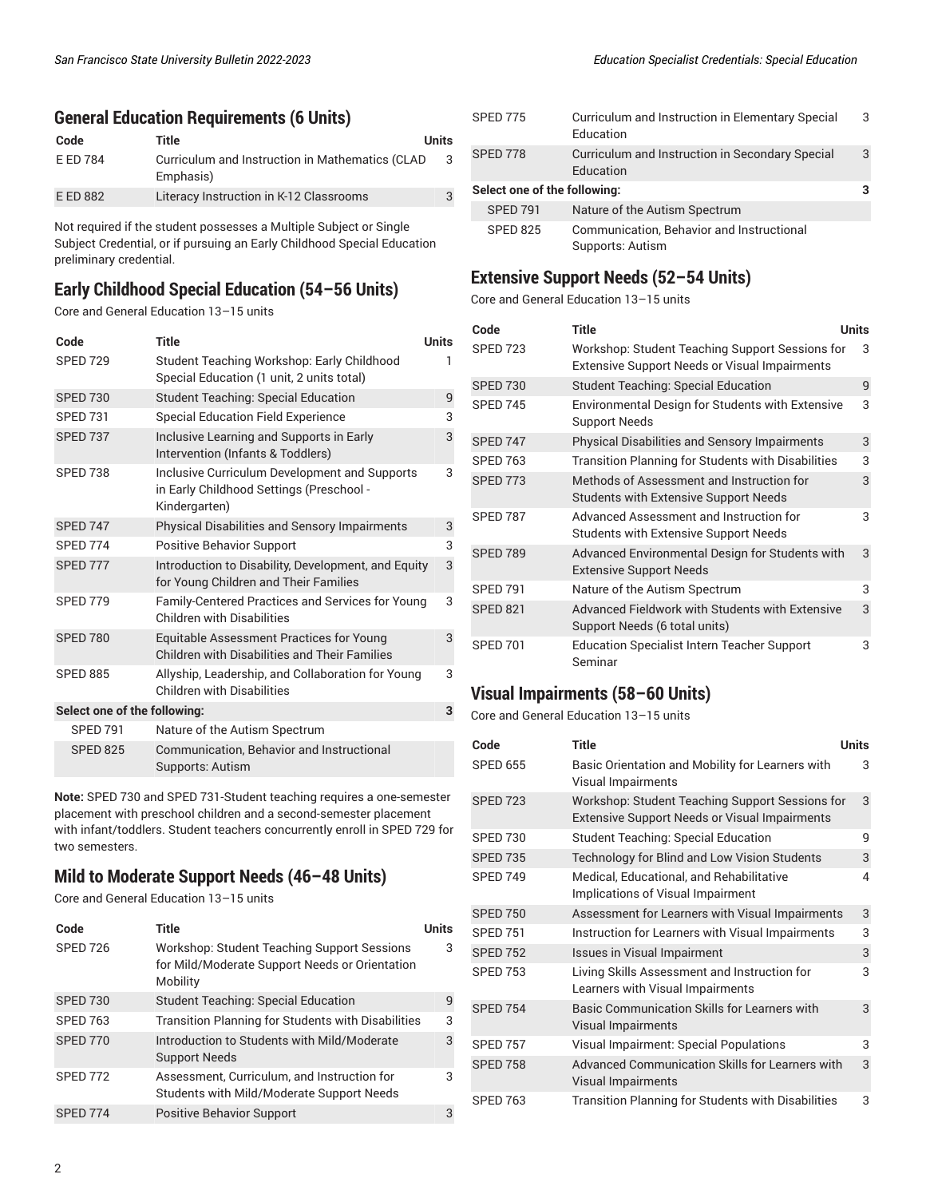## General Education Requirements (6 Units)

| Code | Title | Units |
| --- | --- | --- |
| E ED 784 | Curriculum and Instruction in Mathematics (CLAD Emphasis) | 3 |
| E ED 882 | Literacy Instruction in K-12 Classrooms | 3 |

Not required if the student possesses a Multiple Subject or Single Subject Credential, or if pursuing an Early Childhood Special Education preliminary credential.

## Early Childhood Special Education (54–56 Units)

Core and General Education 13–15 units

| Code | Title | Units |
| --- | --- | --- |
| SPED 729 | Student Teaching Workshop: Early Childhood Special Education (1 unit, 2 units total) | 1 |
| SPED 730 | Student Teaching: Special Education | 9 |
| SPED 731 | Special Education Field Experience | 3 |
| SPED 737 | Inclusive Learning and Supports in Early Intervention (Infants & Toddlers) | 3 |
| SPED 738 | Inclusive Curriculum Development and Supports in Early Childhood Settings (Preschool - Kindergarten) | 3 |
| SPED 747 | Physical Disabilities and Sensory Impairments | 3 |
| SPED 774 | Positive Behavior Support | 3 |
| SPED 777 | Introduction to Disability, Development, and Equity for Young Children and Their Families | 3 |
| SPED 779 | Family-Centered Practices and Services for Young Children with Disabilities | 3 |
| SPED 780 | Equitable Assessment Practices for Young Children with Disabilities and Their Families | 3 |
| SPED 885 | Allyship, Leadership, and Collaboration for Young Children with Disabilities | 3 |
| **Select one of the following:** | | **3** |
| SPED 791 | Nature of the Autism Spectrum | |
| SPED 825 | Communication, Behavior and Instructional Supports: Autism | |

**Note:** SPED 730 and SPED 731-Student teaching requires a one-semester placement with preschool children and a second-semester placement with infant/toddlers. Student teachers concurrently enroll in SPED 729 for two semesters.

## Mild to Moderate Support Needs (46–48 Units)

Core and General Education 13–15 units

| Code | Title | Units |
| --- | --- | --- |
| SPED 726 | Workshop: Student Teaching Support Sessions for Mild/Moderate Support Needs or Orientation Mobility | 3 |
| SPED 730 | Student Teaching: Special Education | 9 |
| SPED 763 | Transition Planning for Students with Disabilities | 3 |
| SPED 770 | Introduction to Students with Mild/Moderate Support Needs | 3 |
| SPED 772 | Assessment, Curriculum, and Instruction for Students with Mild/Moderate Support Needs | 3 |
| SPED 774 | Positive Behavior Support | 3 |
| SPED 775 | Curriculum and Instruction in Elementary Special Education | 3 |
| SPED 778 | Curriculum and Instruction in Secondary Special Education | 3 |
| **Select one of the following:** | | **3** |
| SPED 791 | Nature of the Autism Spectrum | |
| SPED 825 | Communication, Behavior and Instructional Supports: Autism | |

## Extensive Support Needs (52–54 Units)

Core and General Education 13–15 units

| Code | Title | Units |
| --- | --- | --- |
| SPED 723 | Workshop: Student Teaching Support Sessions for Extensive Support Needs or Visual Impairments | 3 |
| SPED 730 | Student Teaching: Special Education | 9 |
| SPED 745 | Environmental Design for Students with Extensive Support Needs | 3 |
| SPED 747 | Physical Disabilities and Sensory Impairments | 3 |
| SPED 763 | Transition Planning for Students with Disabilities | 3 |
| SPED 773 | Methods of Assessment and Instruction for Students with Extensive Support Needs | 3 |
| SPED 787 | Advanced Assessment and Instruction for Students with Extensive Support Needs | 3 |
| SPED 789 | Advanced Environmental Design for Students with Extensive Support Needs | 3 |
| SPED 791 | Nature of the Autism Spectrum | 3 |
| SPED 821 | Advanced Fieldwork with Students with Extensive Support Needs (6 total units) | 3 |
| SPED 701 | Education Specialist Intern Teacher Support Seminar | 3 |

## Visual Impairments (58–60 Units)

Core and General Education 13–15 units

| Code | Title | Units |
| --- | --- | --- |
| SPED 655 | Basic Orientation and Mobility for Learners with Visual Impairments | 3 |
| SPED 723 | Workshop: Student Teaching Support Sessions for Extensive Support Needs or Visual Impairments | 3 |
| SPED 730 | Student Teaching: Special Education | 9 |
| SPED 735 | Technology for Blind and Low Vision Students | 3 |
| SPED 749 | Medical, Educational, and Rehabilitative Implications of Visual Impairment | 4 |
| SPED 750 | Assessment for Learners with Visual Impairments | 3 |
| SPED 751 | Instruction for Learners with Visual Impairments | 3 |
| SPED 752 | Issues in Visual Impairment | 3 |
| SPED 753 | Living Skills Assessment and Instruction for Learners with Visual Impairments | 3 |
| SPED 754 | Basic Communication Skills for Learners with Visual Impairments | 3 |
| SPED 757 | Visual Impairment: Special Populations | 3 |
| SPED 758 | Advanced Communication Skills for Learners with Visual Impairments | 3 |
| SPED 763 | Transition Planning for Students with Disabilities | 3 |